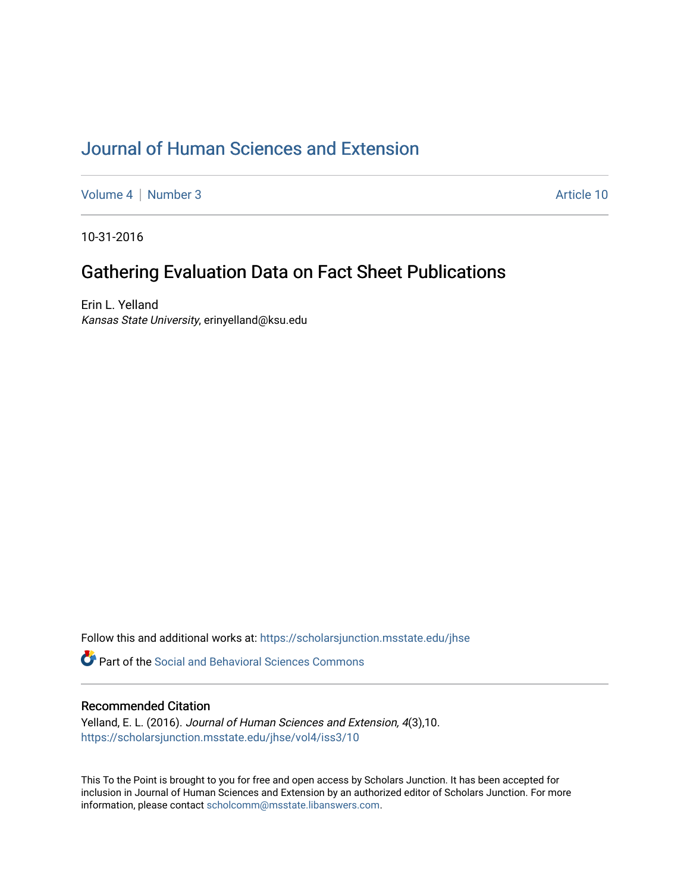# Journal of Human Sciences and Extension

Volume 4 | Number 3 Article 10

10-31-2016

## Gathering Evaluation Data on Fact Sheet Publications

Erin L. Yelland
*Kansas State University*, erinyelland@ksu.edu

Follow this and additional works at: https://scholarsjunction.msstate.edu/jhse

Part of the Social and Behavioral Sciences Commons

### Recommended Citation

Yelland, E. L. (2016). *Journal of Human Sciences and Extension, 4*(3),10.
https://scholarsjunction.msstate.edu/jhse/vol4/iss3/10

This To the Point is brought to you for free and open access by Scholars Junction. It has been accepted for inclusion in Journal of Human Sciences and Extension by an authorized editor of Scholars Junction. For more information, please contact scholcomm@msstate.libanswers.com.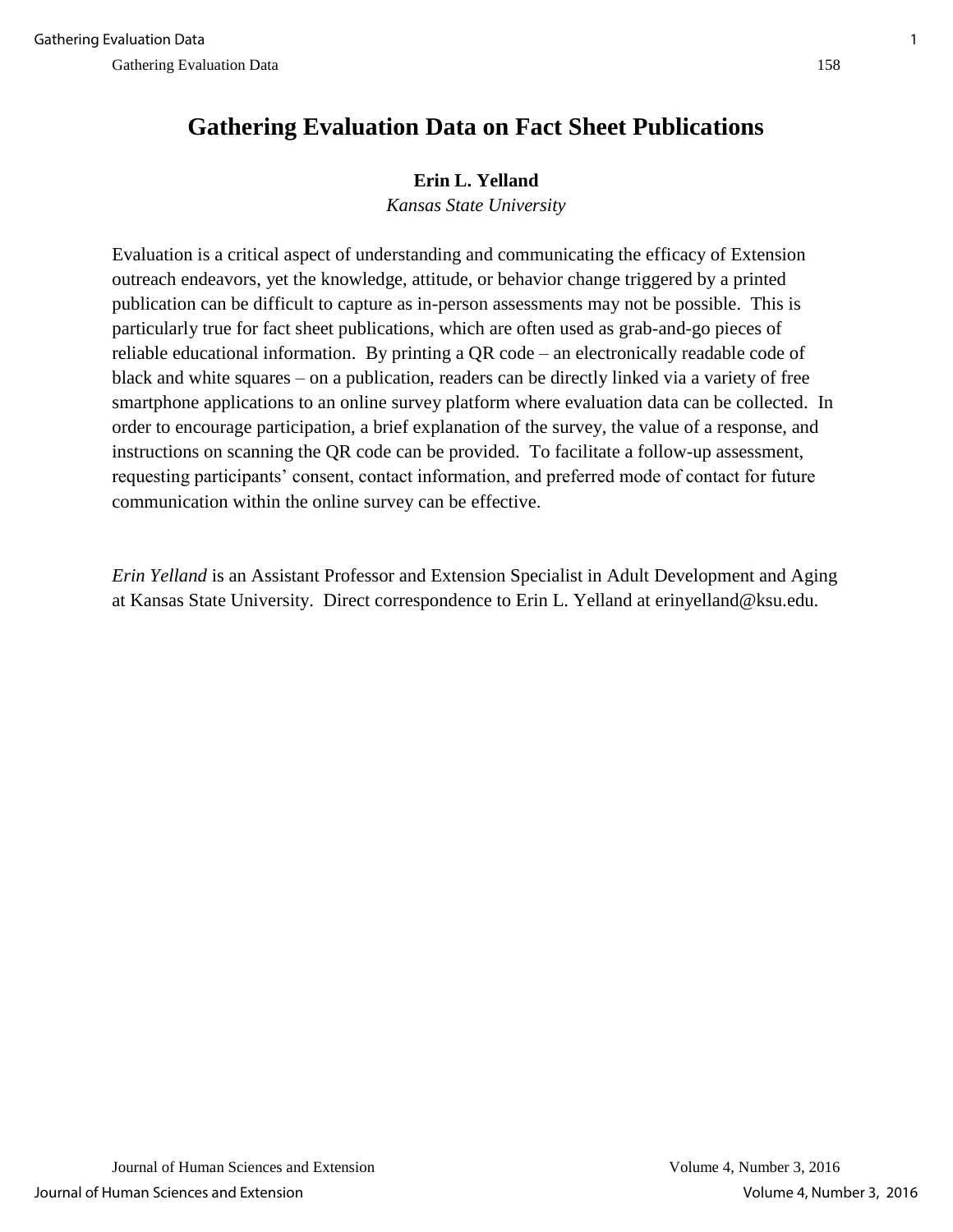# Gathering Evaluation Data on Fact Sheet Publications

**Erin L. Yelland**

*Kansas State University*

Evaluation is a critical aspect of understanding and communicating the efficacy of Extension outreach endeavors, yet the knowledge, attitude, or behavior change triggered by a printed publication can be difficult to capture as in-person assessments may not be possible. This is particularly true for fact sheet publications, which are often used as grab-and-go pieces of reliable educational information. By printing a QR code – an electronically readable code of black and white squares – on a publication, readers can be directly linked via a variety of free smartphone applications to an online survey platform where evaluation data can be collected. In order to encourage participation, a brief explanation of the survey, the value of a response, and instructions on scanning the QR code can be provided. To facilitate a follow-up assessment, requesting participants' consent, contact information, and preferred mode of contact for future communication within the online survey can be effective.

*Erin Yelland* is an Assistant Professor and Extension Specialist in Adult Development and Aging at Kansas State University. Direct correspondence to Erin L. Yelland at erinyelland@ksu.edu.